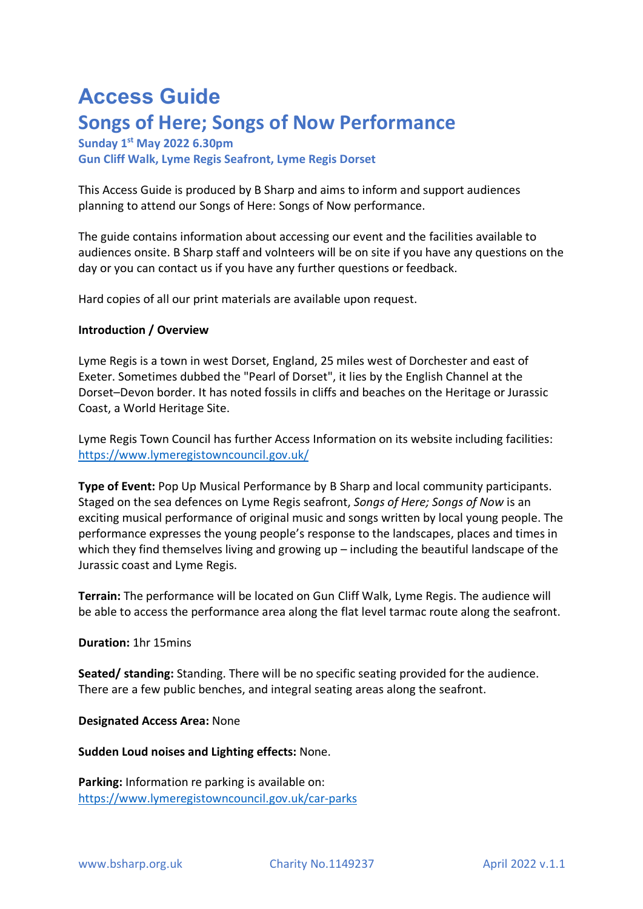# Access Guide

## Songs of Here; Songs of Now Performance

**Sunday 1st May 2022 6.30pm**
**Gun Cliff Walk, Lyme Regis Seafront, Lyme Regis Dorset**

This Access Guide is produced by B Sharp and aims to inform and support audiences planning to attend our Songs of Here: Songs of Now performance.

The guide contains information about accessing our event and the facilities available to audiences onsite. B Sharp staff and volnteers will be on site if you have any questions on the day or you can contact us if you have any further questions or feedback.

Hard copies of all our print materials are available upon request.

**Introduction / Overview**

Lyme Regis is a town in west Dorset, England, 25 miles west of Dorchester and east of Exeter. Sometimes dubbed the "Pearl of Dorset", it lies by the English Channel at the Dorset–Devon border. It has noted fossils in cliffs and beaches on the Heritage or Jurassic Coast, a World Heritage Site.

Lyme Regis Town Council has further Access Information on its website including facilities: https://www.lymeregistowncouncil.gov.uk/

**Type of Event:** Pop Up Musical Performance by B Sharp and local community participants. Staged on the sea defences on Lyme Regis seafront, *Songs of Here; Songs of Now* is an exciting musical performance of original music and songs written by local young people. The performance expresses the young people's response to the landscapes, places and times in which they find themselves living and growing up – including the beautiful landscape of the Jurassic coast and Lyme Regis.

**Terrain:** The performance will be located on Gun Cliff Walk, Lyme Regis. The audience will be able to access the performance area along the flat level tarmac route along the seafront.

**Duration:** 1hr 15mins

**Seated/ standing:** Standing. There will be no specific seating provided for the audience. There are a few public benches, and integral seating areas along the seafront.

**Designated Access Area:** None

**Sudden Loud noises and Lighting effects:** None.

**Parking:** Information re parking is available on: https://www.lymeregistowncouncil.gov.uk/car-parks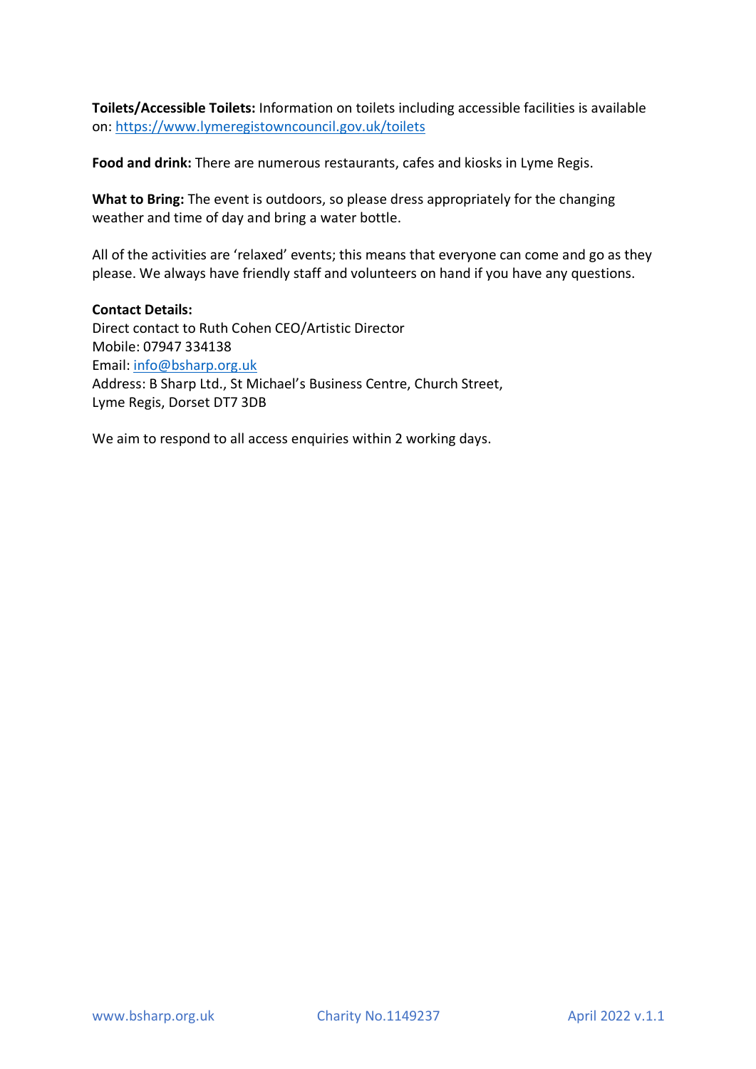**Toilets/Accessible Toilets:** Information on toilets including accessible facilities is available on: https://www.lymeregistowncouncil.gov.uk/toilets

**Food and drink:** There are numerous restaurants, cafes and kiosks in Lyme Regis.

**What to Bring:** The event is outdoors, so please dress appropriately for the changing weather and time of day and bring a water bottle.

All of the activities are 'relaxed' events; this means that everyone can come and go as they please. We always have friendly staff and volunteers on hand if you have any questions.

**Contact Details:**
Direct contact to Ruth Cohen CEO/Artistic Director
Mobile: 07947 334138
Email: info@bsharp.org.uk
Address: B Sharp Ltd., St Michael's Business Centre, Church Street, Lyme Regis, Dorset DT7 3DB

We aim to respond to all access enquiries within 2 working days.